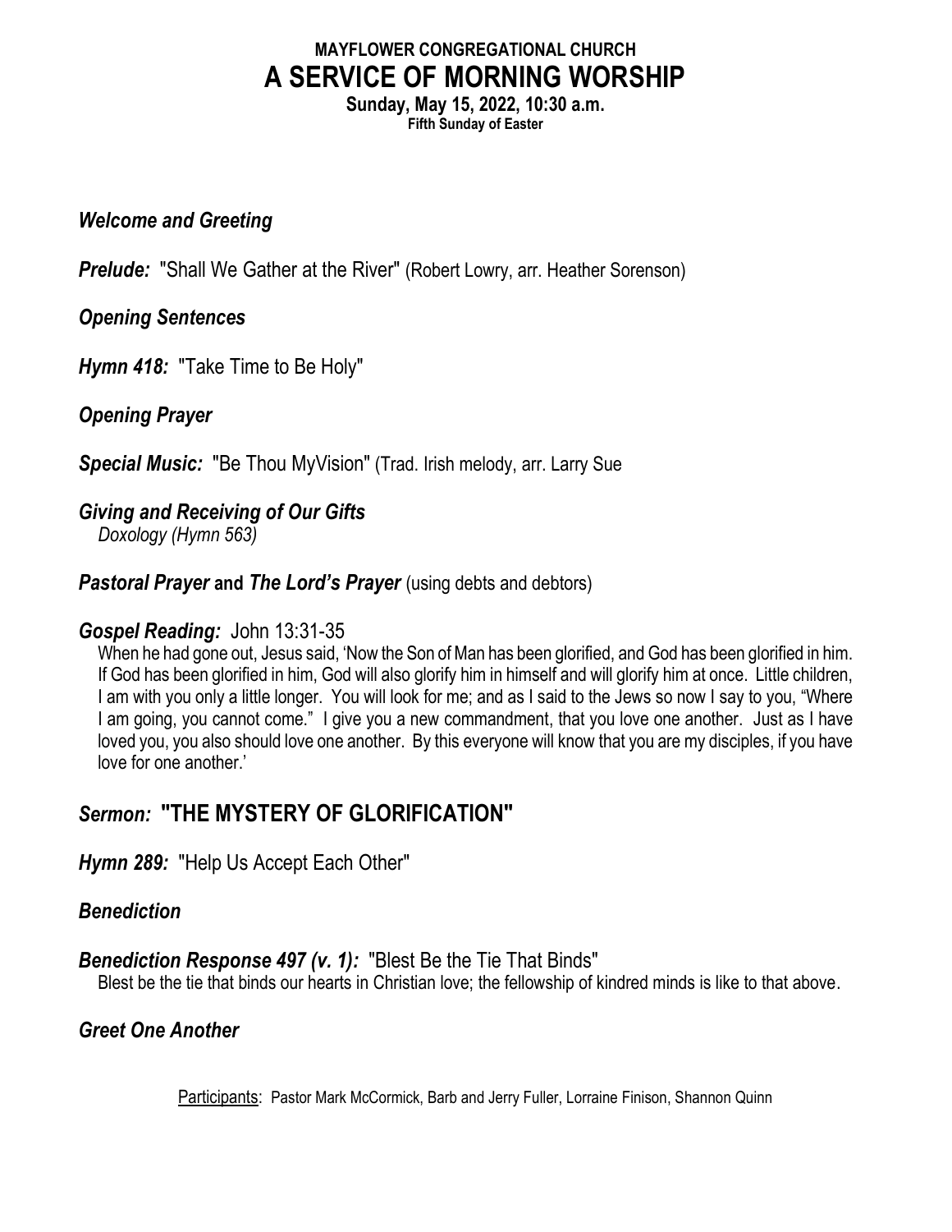**MAYFLOWER CONGREGATIONAL CHURCH**

# A SERVICE OF MORNING WORSHIP

**Sunday, May 15, 2022, 10:30 a.m.**

**Fifth Sunday of Easter**

***Welcome and Greeting***

***Prelude:*** "Shall We Gather at the River" (Robert Lowry, arr. Heather Sorenson)

***Opening Sentences***

***Hymn 418:*** "Take Time to Be Holy"

***Opening Prayer***

***Special Music:*** "Be Thou MyVision" (Trad. Irish melody, arr. Larry Sue

***Giving and Receiving of Our Gifts***

*Doxology (Hymn 563)*

***Pastoral Prayer* and *The Lord's Prayer*** (using debts and debtors)

***Gospel Reading:*** John 13:31-35

When he had gone out, Jesus said, 'Now the Son of Man has been glorified, and God has been glorified in him. If God has been glorified in him, God will also glorify him in himself and will glorify him at once. Little children, I am with you only a little longer. You will look for me; and as I said to the Jews so now I say to you, "Where I am going, you cannot come." I give you a new commandment, that you love one another. Just as I have loved you, you also should love one another. By this everyone will know that you are my disciples, if you have love for one another.'

## *Sermon:* "THE MYSTERY OF GLORIFICATION"

***Hymn 289:*** "Help Us Accept Each Other"

***Benediction***

***Benediction Response 497 (v. 1):*** "Blest Be the Tie That Binds"

Blest be the tie that binds our hearts in Christian love; the fellowship of kindred minds is like to that above.

***Greet One Another***

Participants: Pastor Mark McCormick, Barb and Jerry Fuller, Lorraine Finison, Shannon Quinn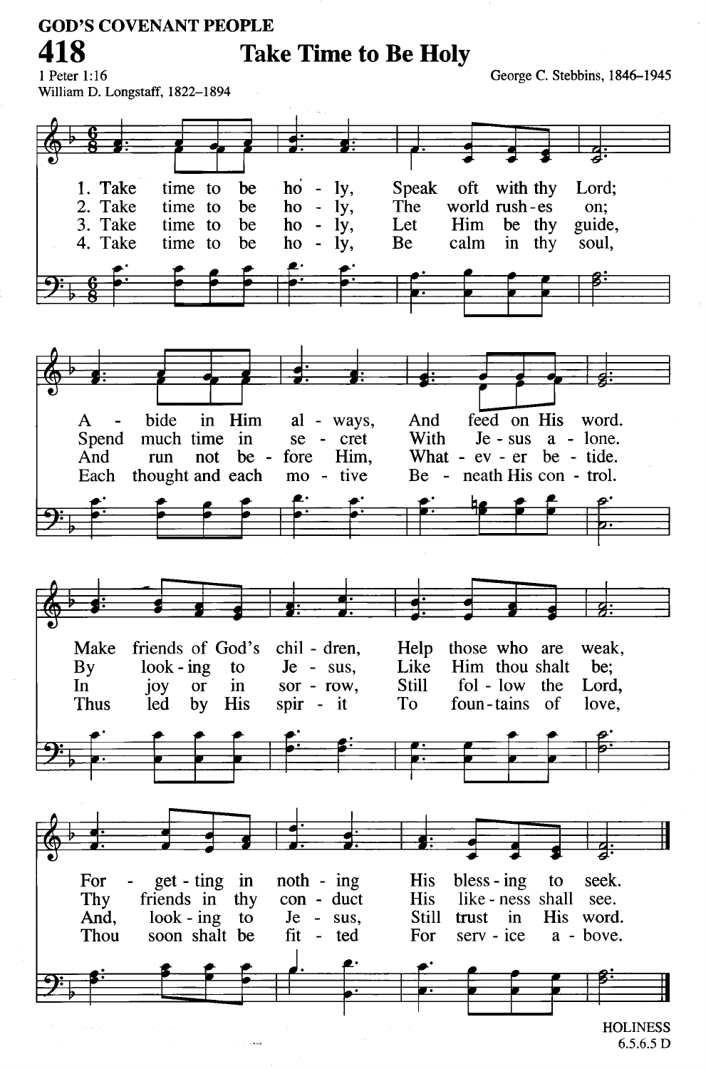GOD'S COVENANT PEOPLE

# 418 Take Time to Be Holy

1 Peter 1:16
William D. Longstaff, 1822–1894

George C. Stebbins, 1846–1945

1. Take time to be holy,
Speak oft with thy Lord;
Abide in Him always,
And feed on His word.
Make friends of God's children,
Help those who are weak,
Forgetting in nothing
His blessing to seek.

2. Take time to be holy,
The world rushes on;
Spend much time in secret
With Jesus alone.
By looking to Jesus,
Like Him thou shalt be;
Thy friends in thy conduct
His likeness shall see.

3. Take time to be holy,
Let Him be thy guide,
And run not before Him,
Whatever betide.
In joy or in sorrow,
Still follow the Lord,
And, looking to Jesus,
Still trust in His word.

4. Take time to be holy,
Be calm in thy soul,
Each thought and each motive
Beneath His control.
Thus led by His spirit
To fountains of love,
Thou soon shalt be fitted
For service above.

HOLINESS
6.5.6.5 D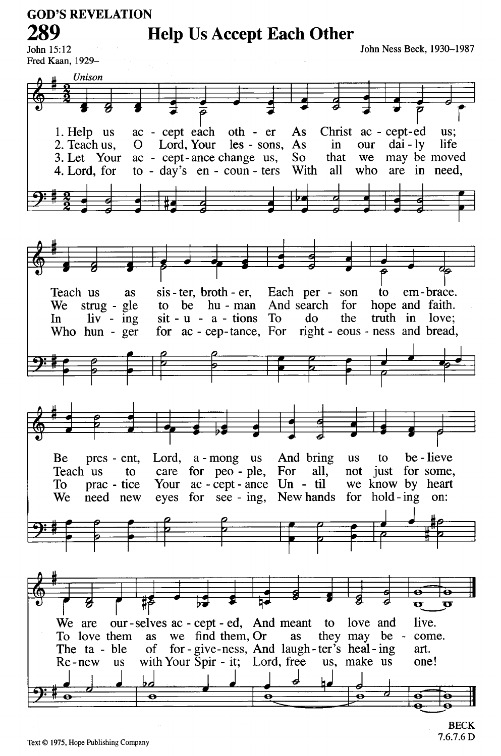GOD'S REVELATION

# 289 Help Us Accept Each Other

John 15:12
Fred Kaan, 1929–

John Ness Beck, 1930–1987

*Unison*

1. Help us accept each other As Christ accepted us; Teach us as sister, brother, Each person to embrace. Be present, Lord, among us And bring us to believe We are ourselves accepted, And meant to love and live.

2. Teach us, O Lord, Your lessons, As in our daily life We struggle to be human And search for hope and faith. Teach us to care for people, For all, not just for some, To love them as we find them, Or as they may become.

3. Let Your acceptance change us, So that we may be moved In living situations To do the truth in love; To practice Your acceptance Until we know by heart The table of forgiveness, And laughter's healing art.

4. Lord, for today's encounters With all who are in need, Who hunger for acceptance, For righteousness and bread, We need new eyes for seeing, New hands for holding on: Renew us with Your Spirit; Lord, free us, make us one!

Text © 1975, Hope Publishing Company

BECK
7.6.7.6 D